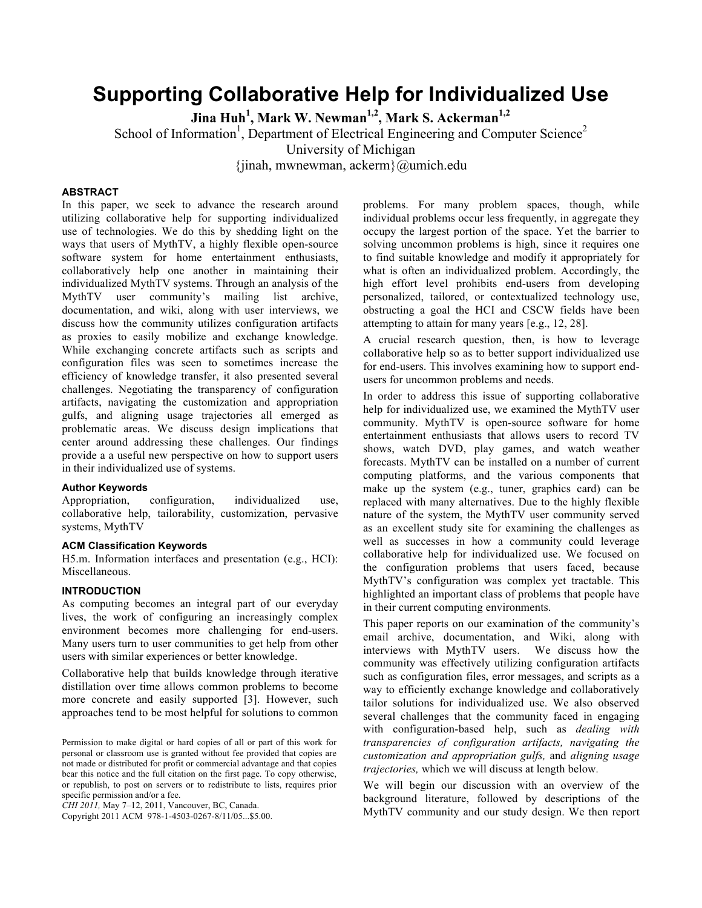# Supporting Collaborative Help for Individualized Use

**Jina Huh[1], Mark W. Newman[1,2], Mark S. Ackerman[1,2]**

School of Information[1], Department of Electrical Engineering and Computer Science[2]

University of Michigan

{jinah, mwnewman, ackerm}@umich.edu

## ABSTRACT

In this paper, we seek to advance the research around utilizing collaborative help for supporting individualized use of technologies. We do this by shedding light on the ways that users of MythTV, a highly flexible open-source software system for home entertainment enthusiasts, collaboratively help one another in maintaining their individualized MythTV systems. Through an analysis of the MythTV user community's mailing list archive, documentation, and wiki, along with user interviews, we discuss how the community utilizes configuration artifacts as proxies to easily mobilize and exchange knowledge. While exchanging concrete artifacts such as scripts and configuration files was seen to sometimes increase the efficiency of knowledge transfer, it also presented several challenges. Negotiating the transparency of configuration artifacts, navigating the customization and appropriation gulfs, and aligning usage trajectories all emerged as problematic areas. We discuss design implications that center around addressing these challenges. Our findings provide a a useful new perspective on how to support users in their individualized use of systems.

### Author Keywords

Appropriation, configuration, individualized use, collaborative help, tailorability, customization, pervasive systems, MythTV

### ACM Classification Keywords

H5.m. Information interfaces and presentation (e.g., HCI): Miscellaneous.

## INTRODUCTION

As computing becomes an integral part of our everyday lives, the work of configuring an increasingly complex environment becomes more challenging for end-users. Many users turn to user communities to get help from other users with similar experiences or better knowledge.

Collaborative help that builds knowledge through iterative distillation over time allows common problems to become more concrete and easily supported [3]. However, such approaches tend to be most helpful for solutions to common problems. For many problem spaces, though, while individual problems occur less frequently, in aggregate they occupy the largest portion of the space. Yet the barrier to solving uncommon problems is high, since it requires one to find suitable knowledge and modify it appropriately for what is often an individualized problem. Accordingly, the high effort level prohibits end-users from developing personalized, tailored, or contextualized technology use, obstructing a goal the HCI and CSCW fields have been attempting to attain for many years [e.g., 12, 28].

A crucial research question, then, is how to leverage collaborative help so as to better support individualized use for end-users. This involves examining how to support end-users for uncommon problems and needs.

In order to address this issue of supporting collaborative help for individualized use, we examined the MythTV user community. MythTV is open-source software for home entertainment enthusiasts that allows users to record TV shows, watch DVD, play games, and watch weather forecasts. MythTV can be installed on a number of current computing platforms, and the various components that make up the system (e.g., tuner, graphics card) can be replaced with many alternatives. Due to the highly flexible nature of the system, the MythTV user community served as an excellent study site for examining the challenges as well as successes in how a community could leverage collaborative help for individualized use. We focused on the configuration problems that users faced, because MythTV's configuration was complex yet tractable. This highlighted an important class of problems that people have in their current computing environments.

This paper reports on our examination of the community's email archive, documentation, and Wiki, along with interviews with MythTV users. We discuss how the community was effectively utilizing configuration artifacts such as configuration files, error messages, and scripts as a way to efficiently exchange knowledge and collaboratively tailor solutions for individualized use. We also observed several challenges that the community faced in engaging with configuration-based help, such as *dealing with transparencies of configuration artifacts, navigating the customization and appropriation gulfs,* and *aligning usage trajectories,* which we will discuss at length below.

We will begin our discussion with an overview of the background literature, followed by descriptions of the MythTV community and our study design. We then report

Permission to make digital or hard copies of all or part of this work for personal or classroom use is granted without fee provided that copies are not made or distributed for profit or commercial advantage and that copies bear this notice and the full citation on the first page. To copy otherwise, or republish, to post on servers or to redistribute to lists, requires prior specific permission and/or a fee.

*CHI 2011,* May 7–12, 2011, Vancouver, BC, Canada.

Copyright 2011 ACM 978-1-4503-0267-8/11/05...$5.00.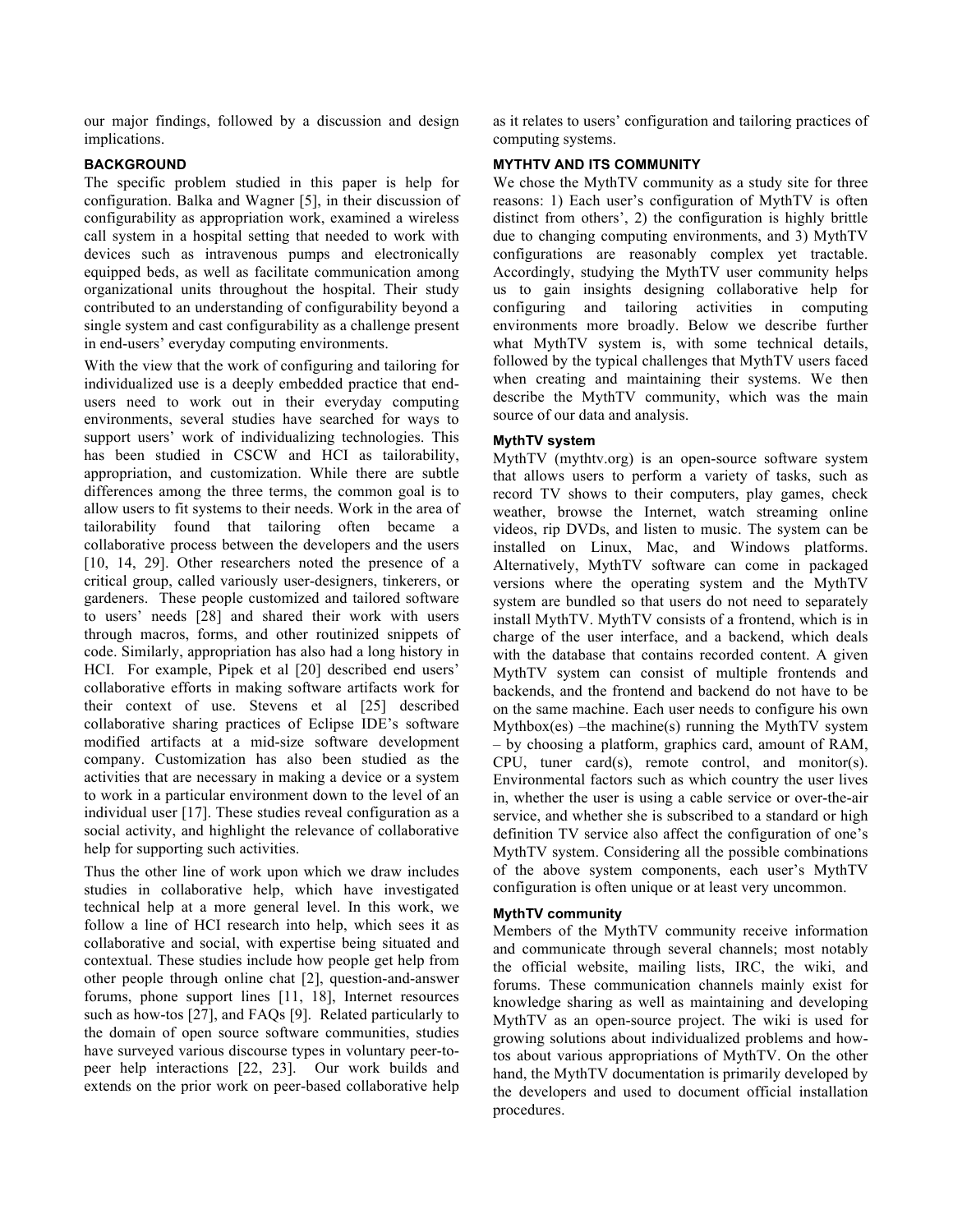our major findings, followed by a discussion and design implications.

## BACKGROUND

The specific problem studied in this paper is help for configuration. Balka and Wagner [5], in their discussion of configurability as appropriation work, examined a wireless call system in a hospital setting that needed to work with devices such as intravenous pumps and electronically equipped beds, as well as facilitate communication among organizational units throughout the hospital. Their study contributed to an understanding of configurability beyond a single system and cast configurability as a challenge present in end-users' everyday computing environments.

With the view that the work of configuring and tailoring for individualized use is a deeply embedded practice that end-users need to work out in their everyday computing environments, several studies have searched for ways to support users' work of individualizing technologies. This has been studied in CSCW and HCI as tailorability, appropriation, and customization. While there are subtle differences among the three terms, the common goal is to allow users to fit systems to their needs. Work in the area of tailorability found that tailoring often became a collaborative process between the developers and the users [10, 14, 29]. Other researchers noted the presence of a critical group, called variously user-designers, tinkerers, or gardeners. These people customized and tailored software to users' needs [28] and shared their work with users through macros, forms, and other routinized snippets of code. Similarly, appropriation has also had a long history in HCI. For example, Pipek et al [20] described end users' collaborative efforts in making software artifacts work for their context of use. Stevens et al [25] described collaborative sharing practices of Eclipse IDE's software modified artifacts at a mid-size software development company. Customization has also been studied as the activities that are necessary in making a device or a system to work in a particular environment down to the level of an individual user [17]. These studies reveal configuration as a social activity, and highlight the relevance of collaborative help for supporting such activities.

Thus the other line of work upon which we draw includes studies in collaborative help, which have investigated technical help at a more general level. In this work, we follow a line of HCI research into help, which sees it as collaborative and social, with expertise being situated and contextual. These studies include how people get help from other people through online chat [2], question-and-answer forums, phone support lines [11, 18], Internet resources such as how-tos [27], and FAQs [9]. Related particularly to the domain of open source software communities, studies have surveyed various discourse types in voluntary peer-to-peer help interactions [22, 23]. Our work builds and extends on the prior work on peer-based collaborative help as it relates to users' configuration and tailoring practices of computing systems.

## MYTHTV AND ITS COMMUNITY

We chose the MythTV community as a study site for three reasons: 1) Each user's configuration of MythTV is often distinct from others', 2) the configuration is highly brittle due to changing computing environments, and 3) MythTV configurations are reasonably complex yet tractable. Accordingly, studying the MythTV user community helps us to gain insights designing collaborative help for configuring and tailoring activities in computing environments more broadly. Below we describe further what MythTV system is, with some technical details, followed by the typical challenges that MythTV users faced when creating and maintaining their systems. We then describe the MythTV community, which was the main source of our data and analysis.

### MythTV system

MythTV (mythtv.org) is an open-source software system that allows users to perform a variety of tasks, such as record TV shows to their computers, play games, check weather, browse the Internet, watch streaming online videos, rip DVDs, and listen to music. The system can be installed on Linux, Mac, and Windows platforms. Alternatively, MythTV software can come in packaged versions where the operating system and the MythTV system are bundled so that users do not need to separately install MythTV. MythTV consists of a frontend, which is in charge of the user interface, and a backend, which deals with the database that contains recorded content. A given MythTV system can consist of multiple frontends and backends, and the frontend and backend do not have to be on the same machine. Each user needs to configure his own Mythbox(es) –the machine(s) running the MythTV system – by choosing a platform, graphics card, amount of RAM, CPU, tuner card(s), remote control, and monitor(s). Environmental factors such as which country the user lives in, whether the user is using a cable service or over-the-air service, and whether she is subscribed to a standard or high definition TV service also affect the configuration of one's MythTV system. Considering all the possible combinations of the above system components, each user's MythTV configuration is often unique or at least very uncommon.

### MythTV community

Members of the MythTV community receive information and communicate through several channels; most notably the official website, mailing lists, IRC, the wiki, and forums. These communication channels mainly exist for knowledge sharing as well as maintaining and developing MythTV as an open-source project. The wiki is used for growing solutions about individualized problems and how-tos about various appropriations of MythTV. On the other hand, the MythTV documentation is primarily developed by the developers and used to document official installation procedures.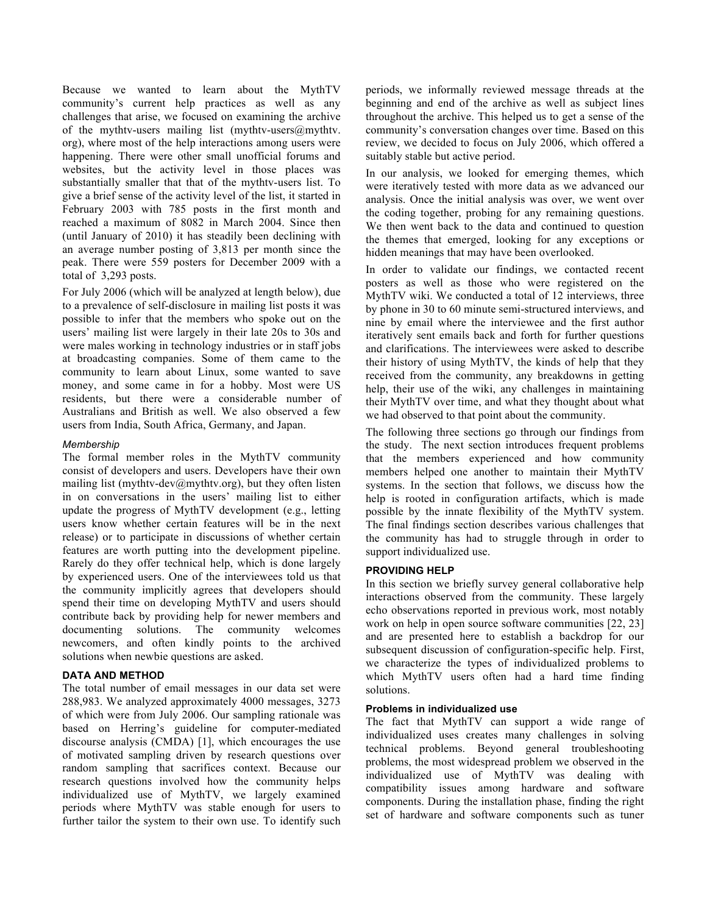Because we wanted to learn about the MythTV community's current help practices as well as any challenges that arise, we focused on examining the archive of the mythtv-users mailing list (mythtv-users@mythtv.org), where most of the help interactions among users were happening. There were other small unofficial forums and websites, but the activity level in those places was substantially smaller that that of the mythtv-users list. To give a brief sense of the activity level of the list, it started in February 2003 with 785 posts in the first month and reached a maximum of 8082 in March 2004. Since then (until January of 2010) it has steadily been declining with an average number posting of 3,813 per month since the peak. There were 559 posters for December 2009 with a total of 3,293 posts.

For July 2006 (which will be analyzed at length below), due to a prevalence of self-disclosure in mailing list posts it was possible to infer that the members who spoke out on the users' mailing list were largely in their late 20s to 30s and were males working in technology industries or in staff jobs at broadcasting companies. Some of them came to the community to learn about Linux, some wanted to save money, and some came in for a hobby. Most were US residents, but there were a considerable number of Australians and British as well. We also observed a few users from India, South Africa, Germany, and Japan.

*Membership*

The formal member roles in the MythTV community consist of developers and users. Developers have their own mailing list (mythtv-dev@mythtv.org), but they often listen in on conversations in the users' mailing list to either update the progress of MythTV development (e.g., letting users know whether certain features will be in the next release) or to participate in discussions of whether certain features are worth putting into the development pipeline. Rarely do they offer technical help, which is done largely by experienced users. One of the interviewees told us that the community implicitly agrees that developers should spend their time on developing MythTV and users should contribute back by providing help for newer members and documenting solutions. The community welcomes newcomers, and often kindly points to the archived solutions when newbie questions are asked.

## DATA AND METHOD

The total number of email messages in our data set were 288,983. We analyzed approximately 4000 messages, 3273 of which were from July 2006. Our sampling rationale was based on Herring's guideline for computer-mediated discourse analysis (CMDA) [1], which encourages the use of motivated sampling driven by research questions over random sampling that sacrifices context. Because our research questions involved how the community helps individualized use of MythTV, we largely examined periods where MythTV was stable enough for users to further tailor the system to their own use. To identify such periods, we informally reviewed message threads at the beginning and end of the archive as well as subject lines throughout the archive. This helped us to get a sense of the community's conversation changes over time. Based on this review, we decided to focus on July 2006, which offered a suitably stable but active period.

In our analysis, we looked for emerging themes, which were iteratively tested with more data as we advanced our analysis. Once the initial analysis was over, we went over the coding together, probing for any remaining questions. We then went back to the data and continued to question the themes that emerged, looking for any exceptions or hidden meanings that may have been overlooked.

In order to validate our findings, we contacted recent posters as well as those who were registered on the MythTV wiki. We conducted a total of 12 interviews, three by phone in 30 to 60 minute semi-structured interviews, and nine by email where the interviewee and the first author iteratively sent emails back and forth for further questions and clarifications. The interviewees were asked to describe their history of using MythTV, the kinds of help that they received from the community, any breakdowns in getting help, their use of the wiki, any challenges in maintaining their MythTV over time, and what they thought about what we had observed to that point about the community.

The following three sections go through our findings from the study. The next section introduces frequent problems that the members experienced and how community members helped one another to maintain their MythTV systems. In the section that follows, we discuss how the help is rooted in configuration artifacts, which is made possible by the innate flexibility of the MythTV system. The final findings section describes various challenges that the community has had to struggle through in order to support individualized use.

## PROVIDING HELP

In this section we briefly survey general collaborative help interactions observed from the community. These largely echo observations reported in previous work, most notably work on help in open source software communities [22, 23] and are presented here to establish a backdrop for our subsequent discussion of configuration-specific help. First, we characterize the types of individualized problems to which MythTV users often had a hard time finding solutions.

### Problems in individualized use

The fact that MythTV can support a wide range of individualized uses creates many challenges in solving technical problems. Beyond general troubleshooting problems, the most widespread problem we observed in the individualized use of MythTV was dealing with compatibility issues among hardware and software components. During the installation phase, finding the right set of hardware and software components such as tuner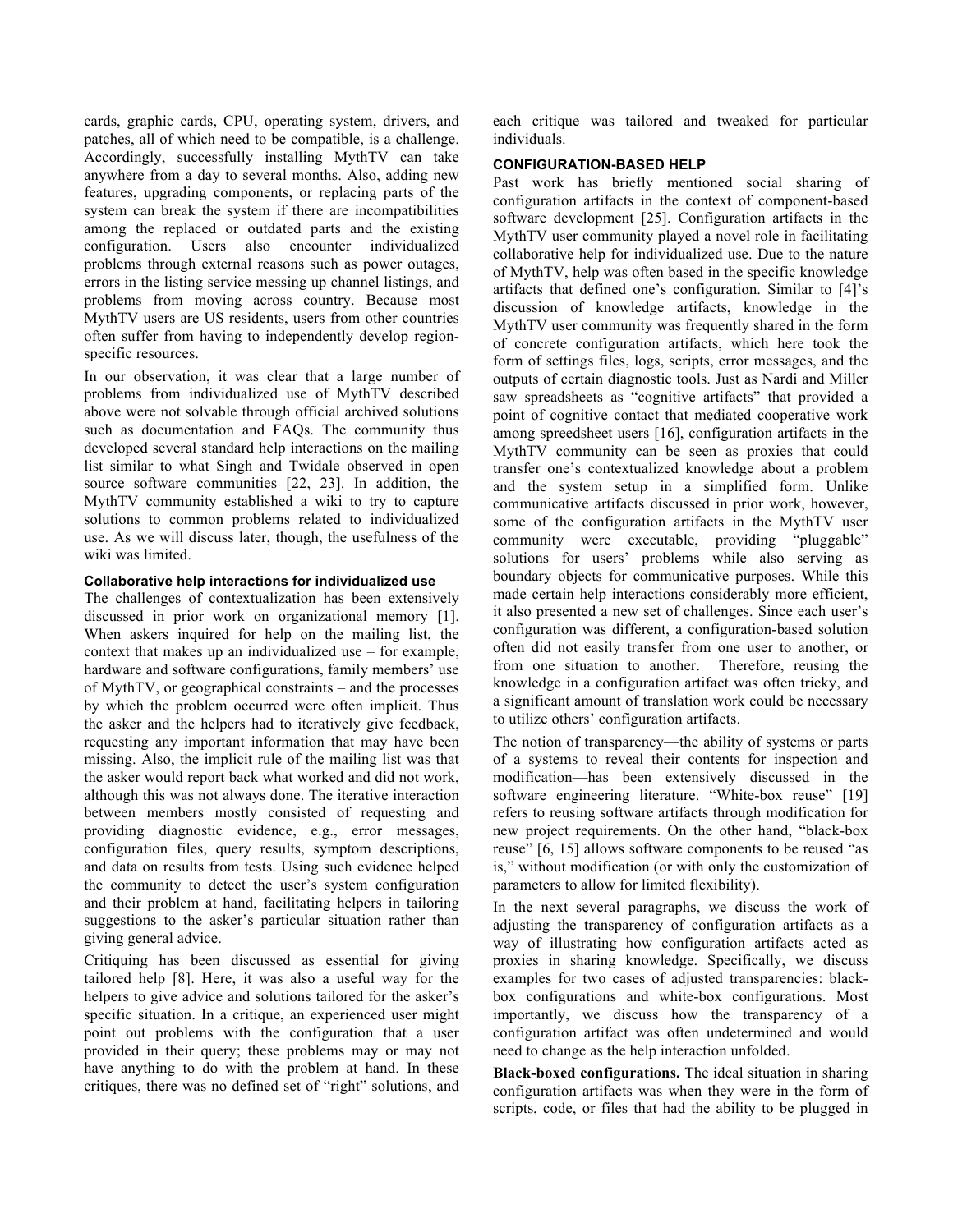cards, graphic cards, CPU, operating system, drivers, and patches, all of which need to be compatible, is a challenge. Accordingly, successfully installing MythTV can take anywhere from a day to several months. Also, adding new features, upgrading components, or replacing parts of the system can break the system if there are incompatibilities among the replaced or outdated parts and the existing configuration. Users also encounter individualized problems through external reasons such as power outages, errors in the listing service messing up channel listings, and problems from moving across country. Because most MythTV users are US residents, users from other countries often suffer from having to independently develop region-specific resources.

In our observation, it was clear that a large number of problems from individualized use of MythTV described above were not solvable through official archived solutions such as documentation and FAQs. The community thus developed several standard help interactions on the mailing list similar to what Singh and Twidale observed in open source software communities [22, 23]. In addition, the MythTV community established a wiki to try to capture solutions to common problems related to individualized use. As we will discuss later, though, the usefulness of the wiki was limited.

### Collaborative help interactions for individualized use

The challenges of contextualization has been extensively discussed in prior work on organizational memory [1]. When askers inquired for help on the mailing list, the context that makes up an individualized use – for example, hardware and software configurations, family members' use of MythTV, or geographical constraints – and the processes by which the problem occurred were often implicit. Thus the asker and the helpers had to iteratively give feedback, requesting any important information that may have been missing. Also, the implicit rule of the mailing list was that the asker would report back what worked and did not work, although this was not always done. The iterative interaction between members mostly consisted of requesting and providing diagnostic evidence, e.g., error messages, configuration files, query results, symptom descriptions, and data on results from tests. Using such evidence helped the community to detect the user's system configuration and their problem at hand, facilitating helpers in tailoring suggestions to the asker's particular situation rather than giving general advice.

Critiquing has been discussed as essential for giving tailored help [8]. Here, it was also a useful way for the helpers to give advice and solutions tailored for the asker's specific situation. In a critique, an experienced user might point out problems with the configuration that a user provided in their query; these problems may or may not have anything to do with the problem at hand. In these critiques, there was no defined set of "right" solutions, and each critique was tailored and tweaked for particular individuals.

## CONFIGURATION-BASED HELP

Past work has briefly mentioned social sharing of configuration artifacts in the context of component-based software development [25]. Configuration artifacts in the MythTV user community played a novel role in facilitating collaborative help for individualized use. Due to the nature of MythTV, help was often based in the specific knowledge artifacts that defined one's configuration. Similar to [4]'s discussion of knowledge artifacts, knowledge in the MythTV user community was frequently shared in the form of concrete configuration artifacts, which here took the form of settings files, logs, scripts, error messages, and the outputs of certain diagnostic tools. Just as Nardi and Miller saw spreadsheets as "cognitive artifacts" that provided a point of cognitive contact that mediated cooperative work among spreadsheet users [16], configuration artifacts in the MythTV community can be seen as proxies that could transfer one's contextualized knowledge about a problem and the system setup in a simplified form. Unlike communicative artifacts discussed in prior work, however, some of the configuration artifacts in the MythTV user community were executable, providing "pluggable" solutions for users' problems while also serving as boundary objects for communicative purposes. While this made certain help interactions considerably more efficient, it also presented a new set of challenges. Since each user's configuration was different, a configuration-based solution often did not easily transfer from one user to another, or from one situation to another. Therefore, reusing the knowledge in a configuration artifact was often tricky, and a significant amount of translation work could be necessary to utilize others' configuration artifacts.

The notion of transparency—the ability of systems or parts of a systems to reveal their contents for inspection and modification—has been extensively discussed in the software engineering literature. "White-box reuse" [19] refers to reusing software artifacts through modification for new project requirements. On the other hand, "black-box reuse" [6, 15] allows software components to be reused "as is," without modification (or with only the customization of parameters to allow for limited flexibility).

In the next several paragraphs, we discuss the work of adjusting the transparency of configuration artifacts as a way of illustrating how configuration artifacts acted as proxies in sharing knowledge. Specifically, we discuss examples for two cases of adjusted transparencies: black-box configurations and white-box configurations. Most importantly, we discuss how the transparency of a configuration artifact was often undetermined and would need to change as the help interaction unfolded.

**Black-boxed configurations.** The ideal situation in sharing configuration artifacts was when they were in the form of scripts, code, or files that had the ability to be plugged in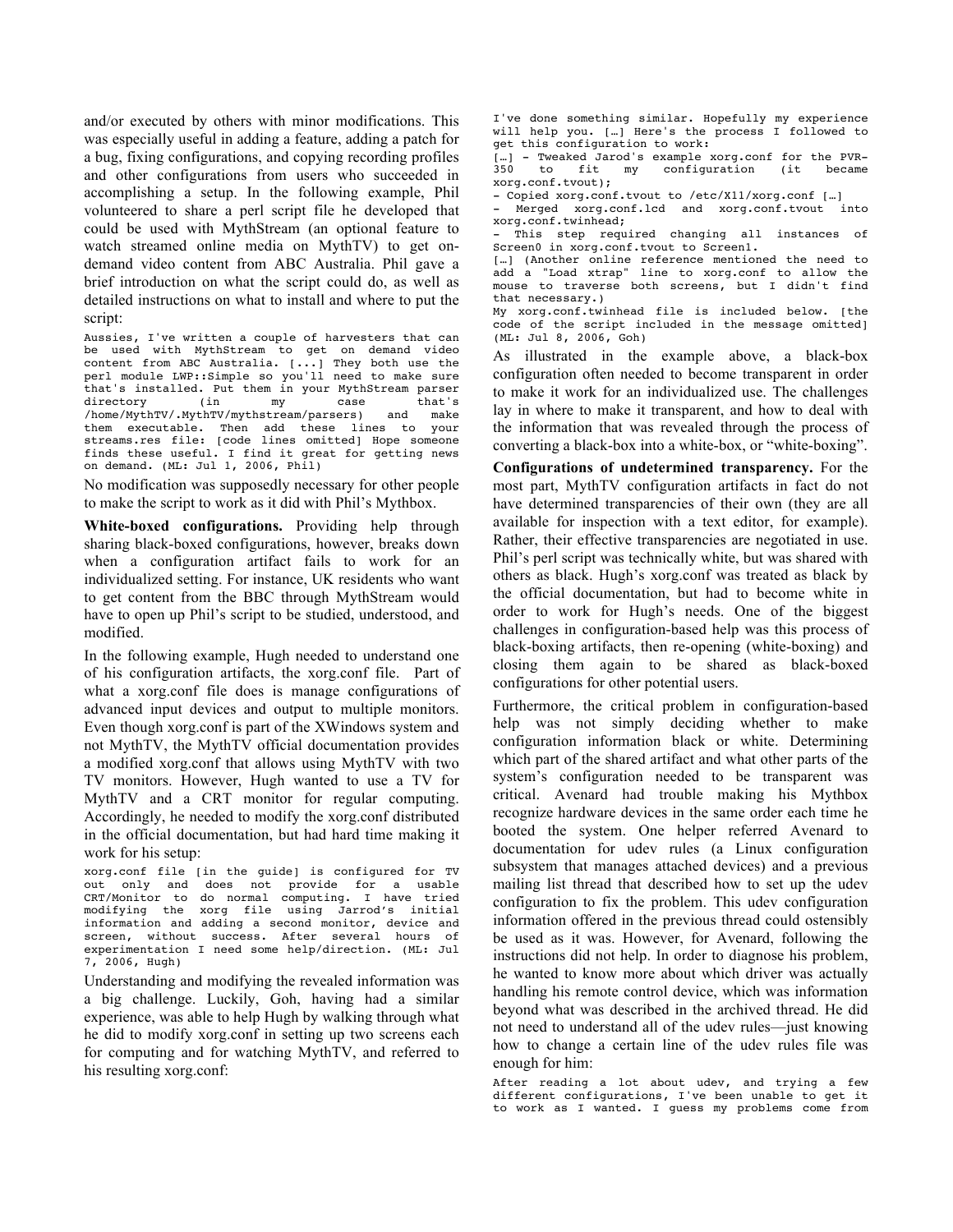and/or executed by others with minor modifications. This was especially useful in adding a feature, adding a patch for a bug, fixing configurations, and copying recording profiles and other configurations from users who succeeded in accomplishing a setup. In the following example, Phil volunteered to share a perl script file he developed that could be used with MythStream (an optional feature to watch streamed online media on MythTV) to get on-demand video content from ABC Australia. Phil gave a brief introduction on what the script could do, as well as detailed instructions on what to install and where to put the script:

```
Aussies, I've written a couple of harvesters that can be used with MythStream to get on demand video content from ABC Australia. [...] They both use the perl module LWP::Simple so you'll need to make sure that's installed. Put them in your MythStream parser directory (in my case that's /home/MythTV/.MythTV/mythstream/parsers) and make them executable. Then add these lines to your streams.res file: [code lines omitted] Hope someone finds these useful. I find it great for getting news on demand. (ML: Jul 1, 2006, Phil)
```

No modification was supposedly necessary for other people to make the script to work as it did with Phil's Mythbox.

**White-boxed configurations.** Providing help through sharing black-boxed configurations, however, breaks down when a configuration artifact fails to work for an individualized setting. For instance, UK residents who want to get content from the BBC through MythStream would have to open up Phil's script to be studied, understood, and modified.

In the following example, Hugh needed to understand one of his configuration artifacts, the xorg.conf file. Part of what a xorg.conf file does is manage configurations of advanced input devices and output to multiple monitors. Even though xorg.conf is part of the XWindows system and not MythTV, the MythTV official documentation provides a modified xorg.conf that allows using MythTV with two TV monitors. However, Hugh wanted to use a TV for MythTV and a CRT monitor for regular computing. Accordingly, he needed to modify the xorg.conf distributed in the official documentation, but had hard time making it work for his setup:

```
xorg.conf file [in the guide] is configured for TV out only and does not provide for a usable CRT/Monitor to do normal computing. I have tried modifying the xorg file using Jarrod's initial information and adding a second monitor, device and screen, without success. After several hours of experimentation I need some help/direction. (ML: Jul 7, 2006, Hugh)
```

Understanding and modifying the revealed information was a big challenge. Luckily, Goh, having had a similar experience, was able to help Hugh by walking through what he did to modify xorg.conf in setting up two screens each for computing and for watching MythTV, and referred to his resulting xorg.conf:

```
I've done something similar. Hopefully my experience will help you. […] Here's the process I followed to get this configuration to work:
[…] - Tweaked Jarod's example xorg.conf for the PVR-350 to fit my configuration (it became xorg.conf.tvout);
- Copied xorg.conf.tvout to /etc/X11/xorg.conf […]
- Merged xorg.conf.lcd and xorg.conf.tvout into xorg.conf.twinhead;
- This step required changing all instances of Screen0 in xorg.conf.tvout to Screen1.
[…] (Another online reference mentioned the need to add a "Load xtrap" line to xorg.conf to allow the mouse to traverse both screens, but I didn't find that necessary.)
My xorg.conf.twinhead file is included below. [the code of the script included in the message omitted] (ML: Jul 8, 2006, Goh)
```

As illustrated in the example above, a black-box configuration often needed to become transparent in order to make it work for an individualized setup. The challenges lay in where to make it transparent, and how to deal with the information that was revealed through the process of converting a black-box into a white-box, or "white-boxing".

**Configurations of undetermined transparency.** For the most part, MythTV configuration artifacts in fact do not have determined transparencies of their own (they are all available for inspection with a text editor, for example). Rather, their effective transparencies are negotiated in use. Phil's perl script was technically white, but was shared with others as black. Hugh's xorg.conf was treated as black by the official documentation, but had to become white in order to work for Hugh's needs. One of the biggest challenges in configuration-based help was this process of black-boxing artifacts, then re-opening (white-boxing) and closing them again to be shared as black-boxed configurations for other potential users.

Furthermore, the critical problem in configuration-based help was not simply deciding whether to make configuration information black or white. Determining which part of the shared artifact and what other parts of the system's configuration needed to be transparent was critical. Avenard had trouble making his Mythbox recognize hardware devices in the same order each time he booted the system. One helper referred Avenard to documentation for udev rules (a Linux configuration subsystem that manages attached devices) and a previous mailing list thread that described how to set up the udev configuration to fix the problem. This udev configuration information offered in the previous thread could ostensibly be used as it was. However, for Avenard, following the instructions did not help. In order to diagnose his problem, he wanted to know more about which driver was actually handling his remote control device, which was information beyond what was described in the archived thread. He did not need to understand all of the udev rules—just knowing how to change a certain line of the udev rules file was enough for him:

```
After reading a lot about udev, and trying a few different configurations, I've been unable to get it to work as I wanted. I guess my problems come from
```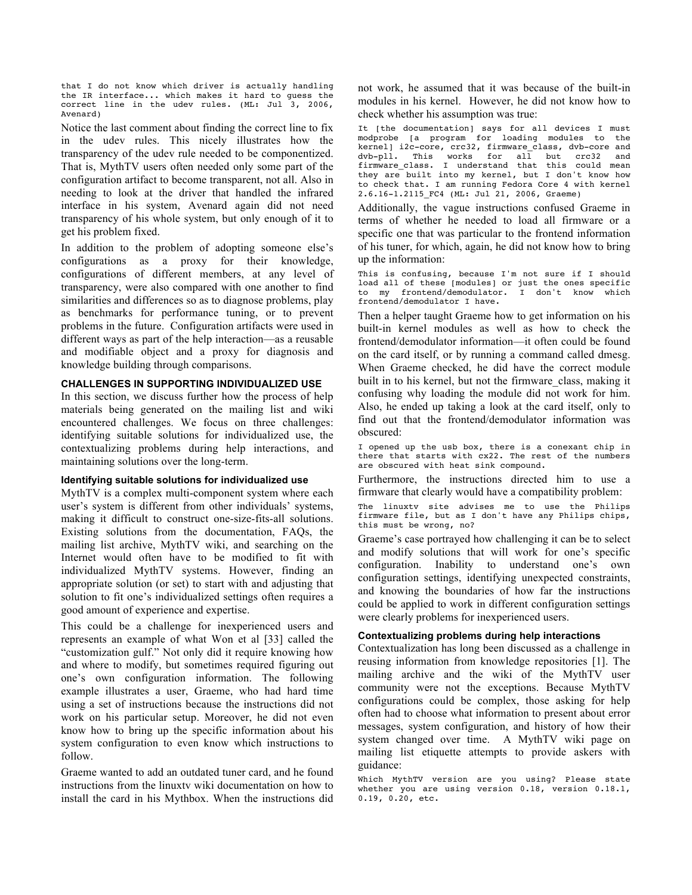```
that I do not know which driver is actually handling the IR interface... which makes it hard to guess the correct line in the udev rules. (ML: Jul 3, 2006, Avenard)
```

Notice the last comment about finding the correct line to fix in the udev rules. This nicely illustrates how the transparency of the udev rule needed to be componentized. That is, MythTV users often needed only some part of the configuration artifact to become transparent, not all. Also in needing to look at the driver that handled the infrared interface in his system, Avenard again did not need transparency of his whole system, but only enough of it to get his problem fixed.

In addition to the problem of adopting someone else's configurations as a proxy for their knowledge, configurations of different members, at any level of transparency, were also compared with one another to find similarities and differences so as to diagnose problems, play as benchmarks for performance tuning, or to prevent problems in the future. Configuration artifacts were used in different ways as part of the help interaction—as a reusable and modifiable object and a proxy for diagnosis and knowledge building through comparisons.

## CHALLENGES IN SUPPORTING INDIVIDUALIZED USE

In this section, we discuss further how the process of help materials being generated on the mailing list and wiki encountered challenges. We focus on three challenges: identifying suitable solutions for individualized use, the contextualizing problems during help interactions, and maintaining solutions over the long-term.

### Identifying suitable solutions for individualized use

MythTV is a complex multi-component system where each user's system is different from other individuals' systems, making it difficult to construct one-size-fits-all solutions. Existing solutions from the documentation, FAQs, the mailing list archive, MythTV wiki, and searching on the Internet would often have to be modified to fit with individualized MythTV systems. However, finding an appropriate solution (or set) to start with and adjusting that solution to fit one's individualized settings often requires a good amount of experience and expertise.

This could be a challenge for inexperienced users and represents an example of what Won et al [33] called the "customization gulf." Not only did it require knowing how and where to modify, but sometimes required figuring out one's own configuration information. The following example illustrates a user, Graeme, who had hard time using a set of instructions because the instructions did not work on his particular setup. Moreover, he did not even know how to bring up the specific information about his system configuration to even know which instructions to follow.

Graeme wanted to add an outdated tuner card, and he found instructions from the linuxtv wiki documentation on how to install the card in his Mythbox. When the instructions did not work, he assumed that it was because of the built-in modules in his kernel. However, he did not know how to check whether his assumption was true:

```
It [the documentation] says for all devices I must modprobe [a program for loading modules to the kernel] i2c-core, crc32, firmware_class, dvb-core and dvb-pll. This works for all but crc32 and firmware_class. I understand that this could mean they are built into my kernel, but I don't know how to check that. I am running Fedora Core 4 with kernel 2.6.16-1.2115_FC4 (ML: Jul 21, 2006, Graeme)
```

Additionally, the vague instructions confused Graeme in terms of whether he needed to load all firmware or a specific one that was particular to the frontend information of his tuner, for which, again, he did not know how to bring up the information:

```
This is confusing, because I'm not sure if I should load all of these [modules] or just the ones specific to my frontend/demodulator. I don't know which frontend/demodulator I have.
```

Then a helper taught Graeme how to get information on his built-in kernel modules as well as how to check the frontend/demodulator information—it often could be found on the card itself, or by running a command called dmesg. When Graeme checked, he did have the correct module built in to his kernel, but not the firmware_class, making it confusing why loading the module did not work for him. Also, he ended up taking a look at the card itself, only to find out that the frontend/demodulator information was obscured:

```
I opened up the usb box, there is a conexant chip in there that starts with cx22. The rest of the numbers are obscured with heat sink compound.
```

Furthermore, the instructions directed him to use a firmware that clearly would have a compatibility problem:

```
The linuxtv site advises me to use the Philips firmware file, but as I don't have any Philips chips, this must be wrong, no?
```

Graeme's case portrayed how challenging it can be to select and modify solutions that will work for one's specific configuration. Inability to understand one's own configuration settings, identifying unexpected constraints, and knowing the boundaries of how far the instructions could be applied to work in different configuration settings were clearly problems for inexperienced users.

### Contextualizing problems during help interactions

Contextualization has long been discussed as a challenge in reusing information from knowledge repositories [1]. The mailing archive and the wiki of the MythTV user community were not the exceptions. Because MythTV configurations could be complex, those asking for help often had to choose what information to present about error messages, system configuration, and history of how their system changed over time. A MythTV wiki page on mailing list etiquette attempts to provide askers with guidance:

```
Which MythTV version are you using? Please state whether you are using version 0.18, version 0.18.1, 0.19, 0.20, etc.
```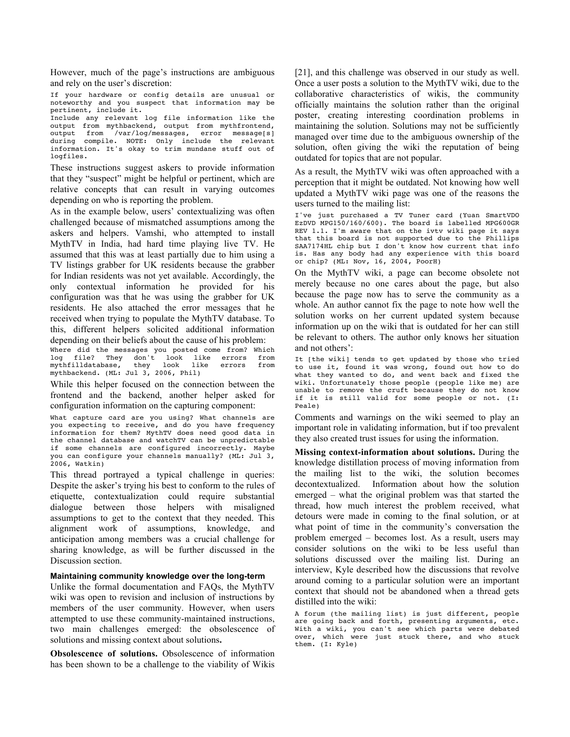However, much of the page's instructions are ambiguous and rely on the user's discretion:

```
If your hardware or config details are unusual or noteworthy and you suspect that information may be pertinent, include it.
Include any relevant log file information like the output from mythbackend, output from mythfrontend, output from /var/log/messages, error message[s] during compile. NOTE: Only include the relevant information. It's okay to trim mundane stuff out of logfiles.
```

These instructions suggest askers to provide information that they "suspect" might be helpful or pertinent, which are relative concepts that can result in varying outcomes depending on who is reporting the problem.

As in the example below, users' contextualizing was often challenged because of mismatched assumptions among the askers and helpers. Vamshi, who attempted to install MythTV in India, had hard time playing live TV. He assumed that this was at least partially due to him using a TV listings grabber for UK residents because the grabber for Indian residents was not yet available. Accordingly, the only contextual information he provided for his configuration was that he was using the grabber for UK residents. He also attached the error messages that he received when trying to populate the MythTV database. To this, different helpers solicited additional information depending on their beliefs about the cause of his problem:

```
Where did the messages you posted come from? Which log file? They don't look like errors from mythfilldatabase, they look like errors from mythbackend. (ML: Jul 3, 2006, Phil)
```

While this helper focused on the connection between the frontend and the backend, another helper asked for configuration information on the capturing component:

```
What capture card are you using? What channels are you expecting to receive, and do you have frequency information for them? MythTV does need good data in the channel database and watchTV can be unpredictable if some channels are configured incorrectly. Maybe you can configure your channels manually? (ML: Jul 3, 2006, Watkin)
```

This thread portrayed a typical challenge in queries: Despite the asker's trying his best to conform to the rules of etiquette, contextualization could require substantial dialogue between those helpers with misaligned assumptions to get to the context that they needed. This alignment work of assumptions, knowledge, and anticipation among members was a crucial challenge for sharing knowledge, as will be further discussed in the Discussion section.

### Maintaining community knowledge over the long-term

Unlike the formal documentation and FAQs, the MythTV wiki was open to revision and inclusion of instructions by members of the user community. However, when users attempted to use these community-maintained instructions, two main challenges emerged: the obsolescence of solutions and missing context about solutions**.**

**Obsolescence of solutions.** Obsolescence of information has been shown to be a challenge to the viability of Wikis [21], and this challenge was observed in our study as well. Once a user posts a solution to the MythTV wiki, due to the collaborative characteristics of wikis, the community officially maintains the solution rather than the original poster, creating interesting coordination problems in maintaining the solution. Solutions may not be sufficiently managed over time due to the ambiguous ownership of the solution, often giving the wiki the reputation of being outdated for topics that are not popular.

As a result, the MythTV wiki was often approached with a perception that it might be outdated. Not knowing how well updated a MythTV wiki page was one of the reasons the users turned to the mailing list:

```
I've just purchased a TV Tuner card (Yuan SmartVDO EzDVD MPG150/160/600). The board is labelled MPG600GR REV 1.1. I'm aware that on the ivtv wiki page it says that this board is not supported due to the Phillips SAA7174HL chip but I don't know how current that info is. Has any body had any experience with this board or chip? (ML: Nov, 16, 2004, PoorH)
```

On the MythTV wiki, a page can become obsolete not merely because no one cares about the page, but also because the page now has to serve the community as a whole. An author cannot fix the page to note how well the solution works on her current updated system because information up on the wiki that is outdated for her can still be relevant to others. The author only knows her situation and not others':

```
It [the wiki] tends to get updated by those who tried to use it, found it was wrong, found out how to do what they wanted to do, and went back and fixed the wiki. Unfortunately those people (people like me) are unable to remove the cruft because they do not know if it is still valid for some people or not. (I: Peale)
```

Comments and warnings on the wiki seemed to play an important role in validating information, but if too prevalent they also created trust issues for using the information.

**Missing context-information about solutions.** During the knowledge distillation process of moving information from the mailing list to the wiki, the solution becomes decontextualized. Information about how the solution emerged – what the original problem was that started the thread, how much interest the problem received, what detours were made in coming to the final solution, or at what point of time in the community's conversation the problem emerged – becomes lost. As a result, users may consider solutions on the wiki to be less useful than solutions discussed over the mailing list. During an interview, Kyle described how the discussions that revolve around coming to a particular solution were an important context that should not be abandoned when a thread gets distilled into the wiki:

```
A forum (the mailing list) is just different, people are going back and forth, presenting arguments, etc. With a wiki, you can't see which parts were debated over, which were just stuck there, and who stuck them. (I: Kyle)
```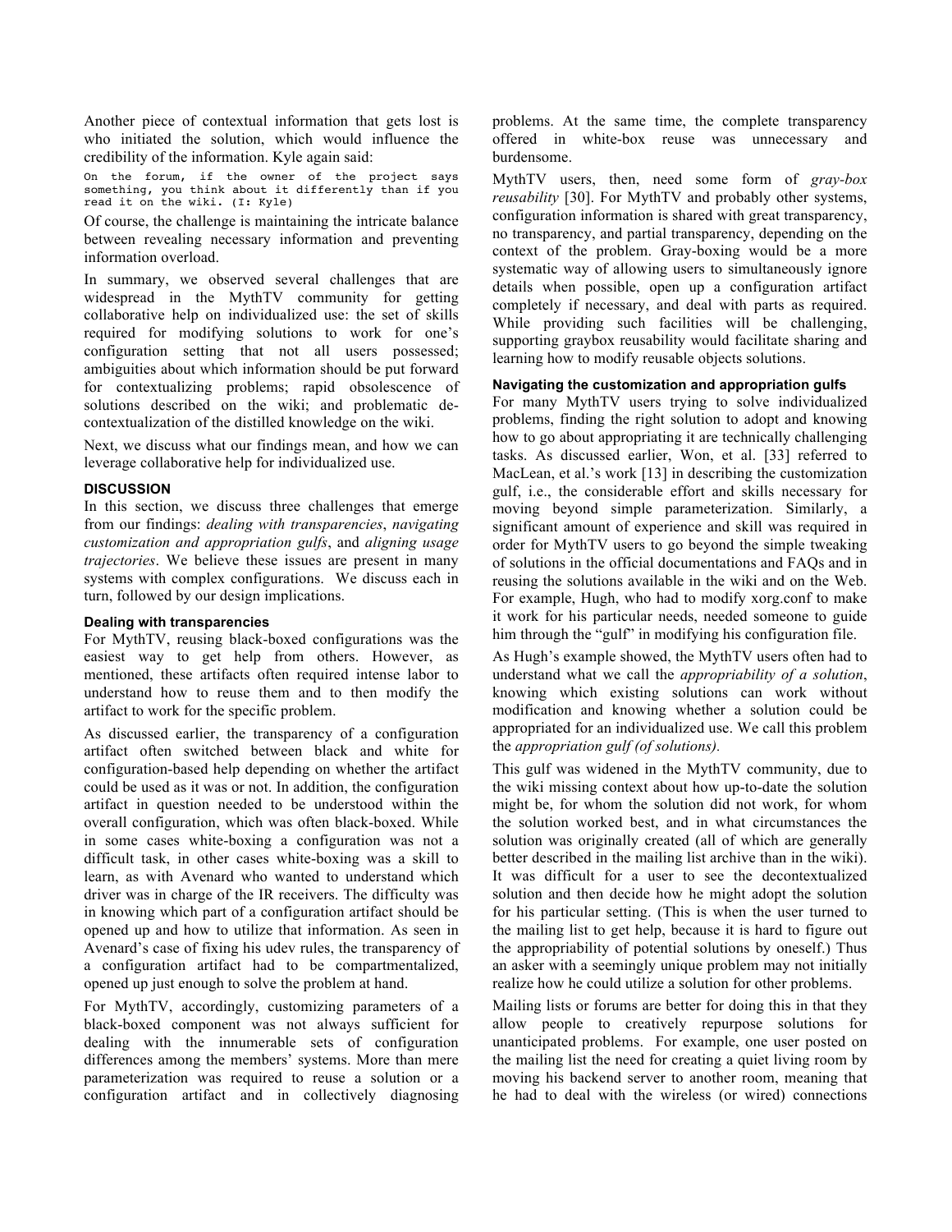Another piece of contextual information that gets lost is who initiated the solution, which would influence the credibility of the information. Kyle again said:

```
On the forum, if the owner of the project says something, you think about it differently than if you read it on the wiki. (I: Kyle)
```

Of course, the challenge is maintaining the intricate balance between revealing necessary information and preventing information overload.

In summary, we observed several challenges that are widespread in the MythTV community for getting collaborative help on individualized use: the set of skills required for modifying solutions to work for one's configuration setting that not all users possessed; ambiguities about which information should be put forward for contextualizing problems; rapid obsolescence of solutions described on the wiki; and problematic de-contextualization of the distilled knowledge on the wiki.

Next, we discuss what our findings mean, and how we can leverage collaborative help for individualized use.

## DISCUSSION

In this section, we discuss three challenges that emerge from our findings: *dealing with transparencies*, *navigating customization and appropriation gulfs*, and *aligning usage trajectories*. We believe these issues are present in many systems with complex configurations. We discuss each in turn, followed by our design implications.

### Dealing with transparencies

For MythTV, reusing black-boxed configurations was the easiest way to get help from others. However, as mentioned, these artifacts often required intense labor to understand how to reuse them and to then modify the artifact to work for the specific problem.

As discussed earlier, the transparency of a configuration artifact often switched between black and white for configuration-based help depending on whether the artifact could be used as it was or not. In addition, the configuration artifact in question needed to be understood within the overall configuration, which was often black-boxed. While in some cases white-boxing a configuration was not a difficult task, in other cases white-boxing was a skill to learn, as with Avenard who wanted to understand which driver was in charge of the IR receivers. The difficulty was in knowing which part of a configuration artifact should be opened up and how to utilize that information. As seen in Avenard's case of fixing his udev rules, the transparency of a configuration artifact had to be compartmentalized, opened up just enough to solve the problem at hand.

For MythTV, accordingly, customizing parameters of a black-boxed component was not always sufficient for dealing with the innumerable sets of configuration differences among the members' systems. More than mere parameterization was required to reuse a solution or a configuration artifact and in collectively diagnosing problems. At the same time, the complete transparency offered in white-box reuse was unnecessary and burdensome.

MythTV users, then, need some form of *gray-box reusability* [30]. For MythTV and probably other systems, configuration information is shared with great transparency, no transparency, and partial transparency, depending on the context of the problem. Gray-boxing would be a more systematic way of allowing users to simultaneously ignore details when possible, open up a configuration artifact completely if necessary, and deal with parts as required. While providing such facilities will be challenging, supporting graybox reusability would facilitate sharing and learning how to modify reusable objects solutions.

### Navigating the customization and appropriation gulfs

For many MythTV users trying to solve individualized problems, finding the right solution to adopt and knowing how to go about appropriating it are technically challenging tasks. As discussed earlier, Won, et al. [33] referred to MacLean, et al.'s work [13] in describing the customization gulf, i.e., the considerable effort and skills necessary for moving beyond simple parameterization. Similarly, a significant amount of experience and skill was required in order for MythTV users to go beyond the simple tweaking of solutions in the official documentations and FAQs and in reusing the solutions available in the wiki and on the Web. For example, Hugh, who had to modify xorg.conf to make it work for his particular needs, needed someone to guide him through the "gulf" in modifying his configuration file.

As Hugh's example showed, the MythTV users often had to understand what we call the *appropriability of a solution*, knowing which existing solutions can work without modification and knowing whether a solution could be appropriated for an individualized use. We call this problem the *appropriation gulf (of solutions).*

This gulf was widened in the MythTV community, due to the wiki missing context about how up-to-date the solution might be, for whom the solution did not work, for whom the solution worked best, and in what circumstances the solution was originally created (all of which are generally better described in the mailing list archive than in the wiki). It was difficult for a user to see the decontextualized solution and then decide how he might adopt the solution for his particular setting. (This is when the user turned to the mailing list to get help, because it is hard to figure out the appropriability of potential solutions by oneself.) Thus an asker with a seemingly unique problem may not initially realize how he could utilize a solution for other problems.

Mailing lists or forums are better for doing this in that they allow people to creatively repurpose solutions for unanticipated problems. For example, one user posted on the mailing list the need for creating a quiet living room by moving his backend server to another room, meaning that he had to deal with the wireless (or wired) connections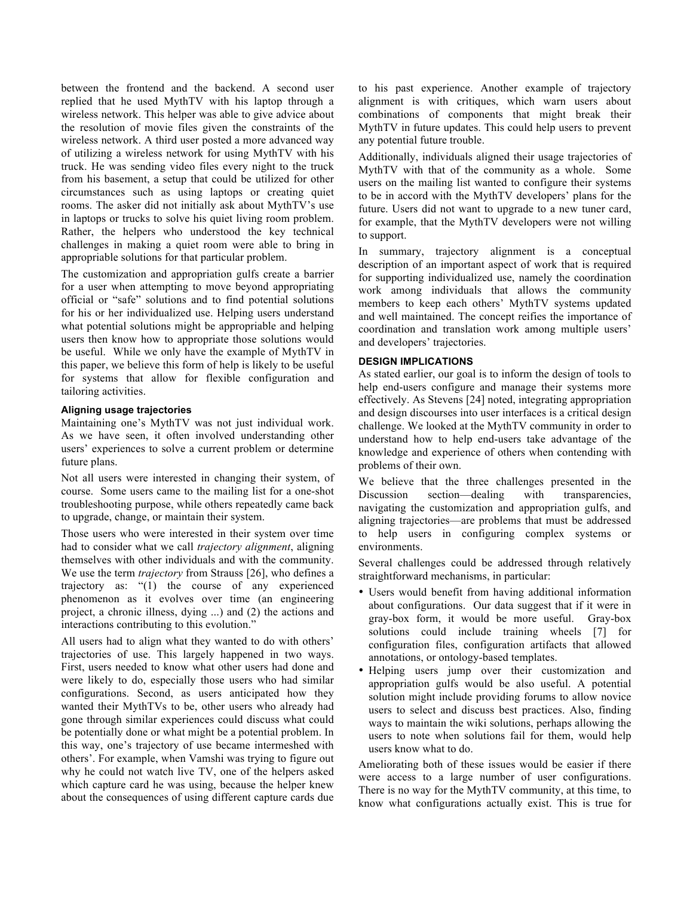between the frontend and the backend. A second user replied that he used MythTV with his laptop through a wireless network. This helper was able to give advice about the resolution of movie files given the constraints of the wireless network. A third user posted a more advanced way of utilizing a wireless network for using MythTV with his truck. He was sending video files every night to the truck from his basement, a setup that could be utilized for other circumstances such as using laptops or creating quiet rooms. The asker did not initially ask about MythTV's use in laptops or trucks to solve his quiet living room problem. Rather, the helpers who understood the key technical challenges in making a quiet room were able to bring in appropriable solutions for that particular problem.

The customization and appropriation gulfs create a barrier for a user when attempting to move beyond appropriating official or "safe" solutions and to find potential solutions for his or her individualized use. Helping users understand what potential solutions might be appropriable and helping users then know how to appropriate those solutions would be useful. While we only have the example of MythTV in this paper, we believe this form of help is likely to be useful for systems that allow for flexible configuration and tailoring activities.

#### Aligning usage trajectories

Maintaining one's MythTV was not just individual work. As we have seen, it often involved understanding other users' experiences to solve a current problem or determine future plans.

Not all users were interested in changing their system, of course. Some users came to the mailing list for a one-shot troubleshooting purpose, while others repeatedly came back to upgrade, change, or maintain their system.

Those users who were interested in their system over time had to consider what we call *trajectory alignment*, aligning themselves with other individuals and with the community. We use the term *trajectory* from Strauss [26], who defines a trajectory as: "(1) the course of any experienced phenomenon as it evolves over time (an engineering project, a chronic illness, dying ...) and (2) the actions and interactions contributing to this evolution."

All users had to align what they wanted to do with others' trajectories of use. This largely happened in two ways. First, users needed to know what other users had done and were likely to do, especially those users who had similar configurations. Second, as users anticipated how they wanted their MythTVs to be, other users who already had gone through similar experiences could discuss what could be potentially done or what might be a potential problem. In this way, one's trajectory of use became intermeshed with others'. For example, when Vamshi was trying to figure out why he could not watch live TV, one of the helpers asked which capture card he was using, because the helper knew about the consequences of using different capture cards due to his past experience. Another example of trajectory alignment is with critiques, which warn users about combinations of components that might break their MythTV in future updates. This could help users to prevent any potential future trouble.

Additionally, individuals aligned their usage trajectories of MythTV with that of the community as a whole. Some users on the mailing list wanted to configure their systems to be in accord with the MythTV developers' plans for the future. Users did not want to upgrade to a new tuner card, for example, that the MythTV developers were not willing to support.

In summary, trajectory alignment is a conceptual description of an important aspect of work that is required for supporting individualized use, namely the coordination work among individuals that allows the community members to keep each others' MythTV systems updated and well maintained. The concept reifies the importance of coordination and translation work among multiple users' and developers' trajectories.

### DESIGN IMPLICATIONS

As stated earlier, our goal is to inform the design of tools to help end-users configure and manage their systems more effectively. As Stevens [24] noted, integrating appropriation and design discourses into user interfaces is a critical design challenge. We looked at the MythTV community in order to understand how to help end-users take advantage of the knowledge and experience of others when contending with problems of their own.

We believe that the three challenges presented in the Discussion section—dealing with transparencies, navigating the customization and appropriation gulfs, and aligning trajectories—are problems that must be addressed to help users in configuring complex systems or environments.

Several challenges could be addressed through relatively straightforward mechanisms, in particular:

- Users would benefit from having additional information about configurations. Our data suggest that if it were in gray-box form, it would be more useful. Gray-box solutions could include training wheels [7] for configuration files, configuration artifacts that allowed annotations, or ontology-based templates.
- Helping users jump over their customization and appropriation gulfs would be also useful. A potential solution might include providing forums to allow novice users to select and discuss best practices. Also, finding ways to maintain the wiki solutions, perhaps allowing the users to note when solutions fail for them, would help users know what to do.

Ameliorating both of these issues would be easier if there were access to a large number of user configurations. There is no way for the MythTV community, at this time, to know what configurations actually exist. This is true for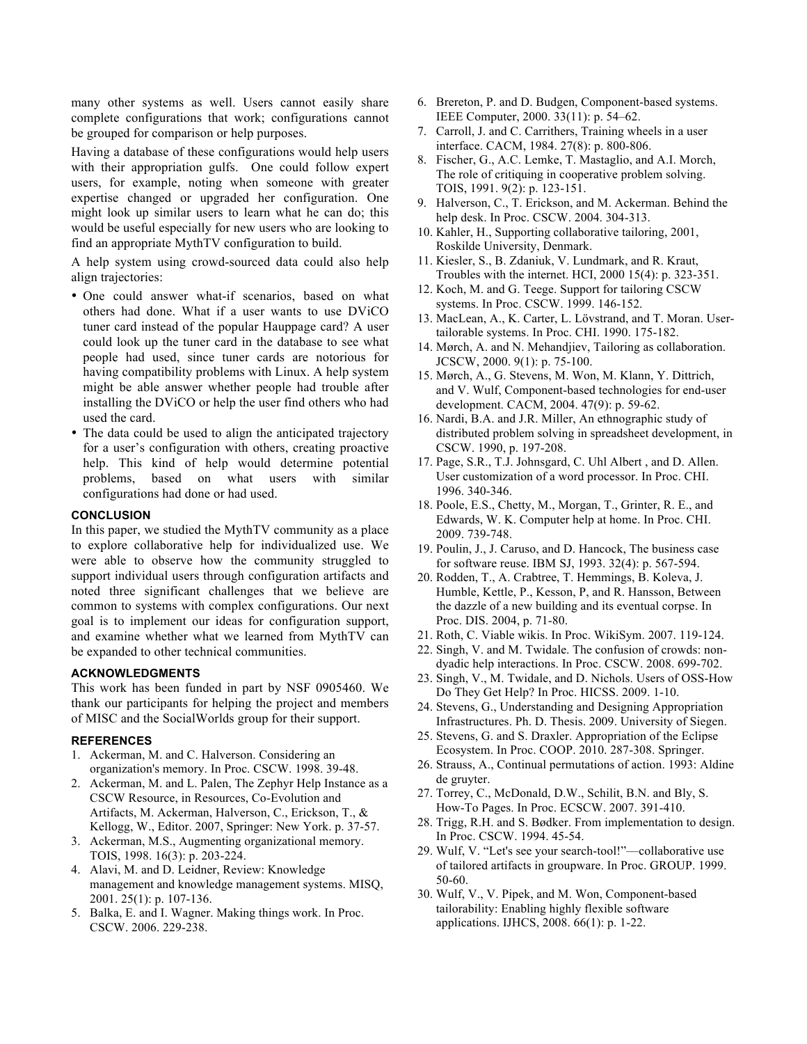many other systems as well. Users cannot easily share complete configurations that work; configurations cannot be grouped for comparison or help purposes.

Having a database of these configurations would help users with their appropriation gulfs. One could follow expert users, for example, noting when someone with greater expertise changed or upgraded her configuration. One might look up similar users to learn what he can do; this would be useful especially for new users who are looking to find an appropriate MythTV configuration to build.

A help system using crowd-sourced data could also help align trajectories:

- One could answer what-if scenarios, based on what others had done. What if a user wants to use DViCO tuner card instead of the popular Hauppage card? A user could look up the tuner card in the database to see what people had used, since tuner cards are notorious for having compatibility problems with Linux. A help system might be able answer whether people had trouble after installing the DViCO or help the user find others who had used the card.
- The data could be used to align the anticipated trajectory for a user's configuration with others, creating proactive help. This kind of help would determine potential problems, based on what users with similar configurations had done or had used.

## CONCLUSION

In this paper, we studied the MythTV community as a place to explore collaborative help for individualized use. We were able to observe how the community struggled to support individual users through configuration artifacts and noted three significant challenges that we believe are common to systems with complex configurations. Our next goal is to implement our ideas for configuration support, and examine whether what we learned from MythTV can be expanded to other technical communities.

## ACKNOWLEDGMENTS

This work has been funded in part by NSF 0905460. We thank our participants for helping the project and members of MISC and the SocialWorlds group for their support.

## REFERENCES

1. Ackerman, M. and C. Halverson. Considering an organization's memory. In Proc. CSCW. 1998. 39-48.
2. Ackerman, M. and L. Palen, The Zephyr Help Instance as a CSCW Resource, in Resources, Co-Evolution and Artifacts, M. Ackerman, Halverson, C., Erickson, T., & Kellogg, W., Editor. 2007, Springer: New York. p. 37-57.
3. Ackerman, M.S., Augmenting organizational memory. TOIS, 1998. 16(3): p. 203-224.
4. Alavi, M. and D. Leidner, Review: Knowledge management and knowledge management systems. MISQ, 2001. 25(1): p. 107-136.
5. Balka, E. and I. Wagner. Making things work. In Proc. CSCW. 2006. 229-238.
6. Brereton, P. and D. Budgen, Component-based systems. IEEE Computer, 2000. 33(11): p. 54–62.
7. Carroll, J. and C. Carrithers, Training wheels in a user interface. CACM, 1984. 27(8): p. 800-806.
8. Fischer, G., A.C. Lemke, T. Mastaglio, and A.I. Morch, The role of critiquing in cooperative problem solving. TOIS, 1991. 9(2): p. 123-151.
9. Halverson, C., T. Erickson, and M. Ackerman. Behind the help desk. In Proc. CSCW. 2004. 304-313.
10. Kahler, H., Supporting collaborative tailoring, 2001, Roskilde University, Denmark.
11. Kiesler, S., B. Zdaniuk, V. Lundmark, and R. Kraut, Troubles with the internet. HCI, 2000 15(4): p. 323-351.
12. Koch, M. and G. Teege. Support for tailoring CSCW systems. In Proc. CSCW. 1999. 146-152.
13. MacLean, A., K. Carter, L. Lövstrand, and T. Moran. User-tailorable systems. In Proc. CHI. 1990. 175-182.
14. Mørch, A. and N. Mehandjiev, Tailoring as collaboration. JCSCW, 2000. 9(1): p. 75-100.
15. Mørch, A., G. Stevens, M. Won, M. Klann, Y. Dittrich, and V. Wulf, Component-based technologies for end-user development. CACM, 2004. 47(9): p. 59-62.
16. Nardi, B.A. and J.R. Miller, An ethnographic study of distributed problem solving in spreadsheet development, in CSCW. 1990, p. 197-208.
17. Page, S.R., T.J. Johnsgard, C. Uhl Albert , and D. Allen. User customization of a word processor. In Proc. CHI. 1996. 340-346.
18. Poole, E.S., Chetty, M., Morgan, T., Grinter, R. E., and Edwards, W. K. Computer help at home. In Proc. CHI. 2009. 739-748.
19. Poulin, J., J. Caruso, and D. Hancock, The business case for software reuse. IBM SJ, 1993. 32(4): p. 567-594.
20. Rodden, T., A. Crabtree, T. Hemmings, B. Koleva, J. Humble, Kettle, P., Kesson, P, and R. Hansson, Between the dazzle of a new building and its eventual corpse. In Proc. DIS. 2004, p. 71-80.
21. Roth, C. Viable wikis. In Proc. WikiSym. 2007. 119-124.
22. Singh, V. and M. Twidale. The confusion of crowds: non-dyadic help interactions. In Proc. CSCW. 2008. 699-702.
23. Singh, V., M. Twidale, and D. Nichols. Users of OSS-How Do They Get Help? In Proc. HICSS. 2009. 1-10.
24. Stevens, G., Understanding and Designing Appropriation Infrastructures. Ph. D. Thesis. 2009. University of Siegen.
25. Stevens, G. and S. Draxler. Appropriation of the Eclipse Ecosystem. In Proc. COOP. 2010. 287-308. Springer.
26. Strauss, A., Continual permutations of action. 1993: Aldine de gruyter.
27. Torrey, C., McDonald, D.W., Schilit, B.N. and Bly, S. How-To Pages. In Proc. ECSCW. 2007. 391-410.
28. Trigg, R.H. and S. Bødker. From implementation to design. In Proc. CSCW. 1994. 45-54.
29. Wulf, V. "Let's see your search-tool!"—collaborative use of tailored artifacts in groupware. In Proc. GROUP. 1999. 50-60.
30. Wulf, V., V. Pipek, and M. Won, Component-based tailorability: Enabling highly flexible software applications. IJHCS, 2008. 66(1): p. 1-22.